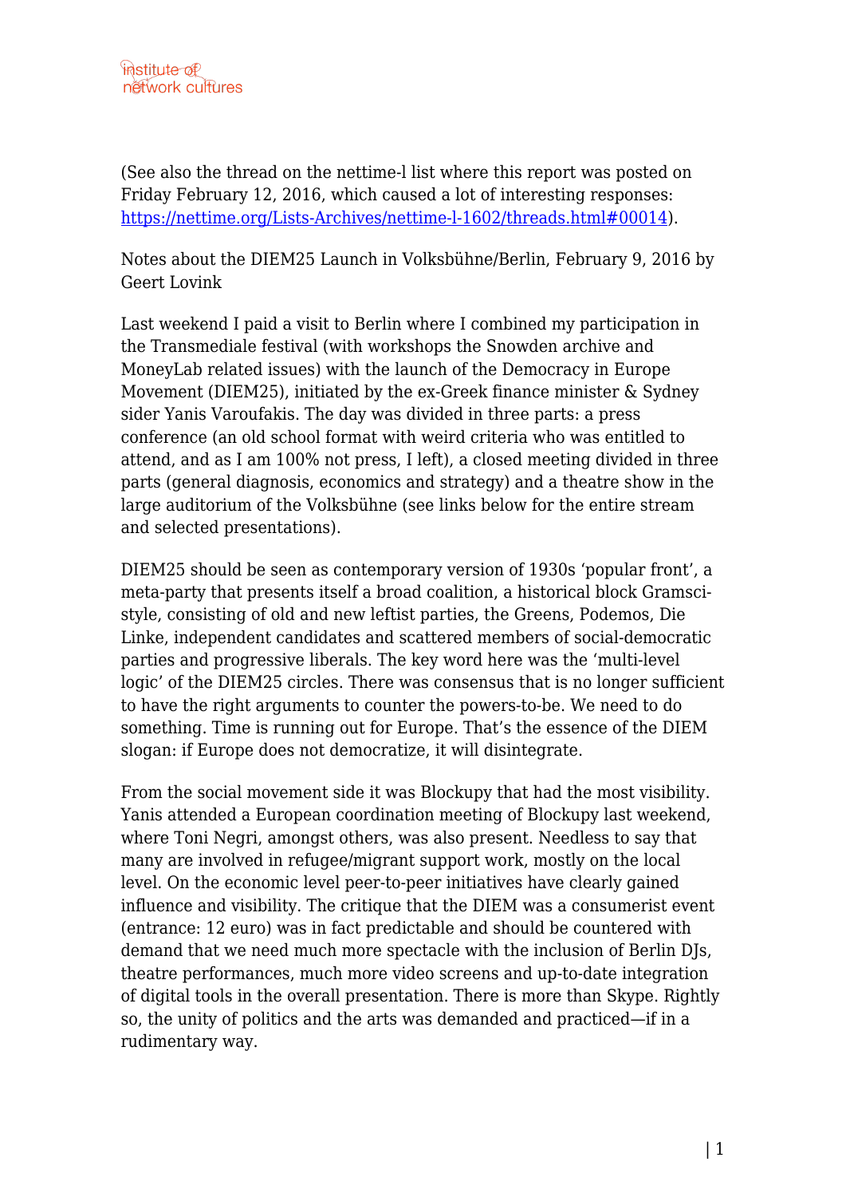(See also the thread on the nettime-l list where this report was posted on Friday February 12, 2016, which caused a lot of interesting responses: https://nettime.org/Lists-Archives/nettime-l-1602/threads.html#00014).

Notes about the DIEM25 Launch in Volksbühne/Berlin, February 9, 2016 by Geert Lovink

Last weekend I paid a visit to Berlin where I combined my participation in the Transmediale festival (with workshops the Snowden archive and MoneyLab related issues) with the launch of the Democracy in Europe Movement (DIEM25), initiated by the ex-Greek finance minister & Sydney sider Yanis Varoufakis. The day was divided in three parts: a press conference (an old school format with weird criteria who was entitled to attend, and as I am 100% not press, I left), a closed meeting divided in three parts (general diagnosis, economics and strategy) and a theatre show in the large auditorium of the Volksbühne (see links below for the entire stream and selected presentations).

DIEM25 should be seen as contemporary version of 1930s 'popular front', a meta-party that presents itself a broad coalition, a historical block Gramsci-style, consisting of old and new leftist parties, the Greens, Podemos, Die Linke, independent candidates and scattered members of social-democratic parties and progressive liberals. The key word here was the 'multi-level logic' of the DIEM25 circles. There was consensus that is no longer sufficient to have the right arguments to counter the powers-to-be. We need to do something. Time is running out for Europe. That's the essence of the DIEM slogan: if Europe does not democratize, it will disintegrate.

From the social movement side it was Blockupy that had the most visibility. Yanis attended a European coordination meeting of Blockupy last weekend, where Toni Negri, amongst others, was also present. Needless to say that many are involved in refugee/migrant support work, mostly on the local level. On the economic level peer-to-peer initiatives have clearly gained influence and visibility. The critique that the DIEM was a consumerist event (entrance: 12 euro) was in fact predictable and should be countered with demand that we need much more spectacle with the inclusion of Berlin DJs, theatre performances, much more video screens and up-to-date integration of digital tools in the overall presentation. There is more than Skype. Rightly so, the unity of politics and the arts was demanded and practiced—if in a rudimentary way.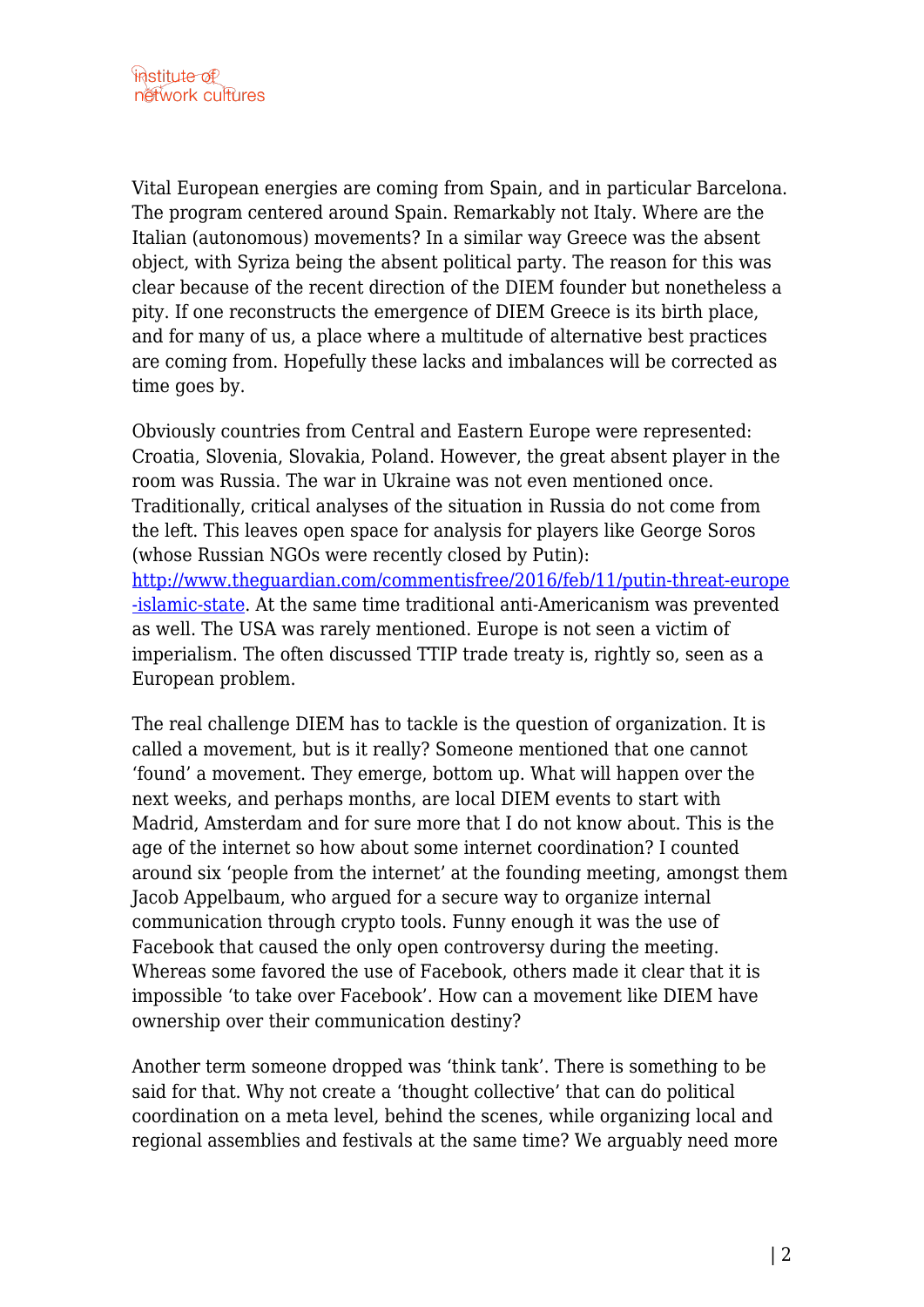Vital European energies are coming from Spain, and in particular Barcelona. The program centered around Spain. Remarkably not Italy. Where are the Italian (autonomous) movements? In a similar way Greece was the absent object, with Syriza being the absent political party. The reason for this was clear because of the recent direction of the DIEM founder but nonetheless a pity. If one reconstructs the emergence of DIEM Greece is its birth place, and for many of us, a place where a multitude of alternative best practices are coming from. Hopefully these lacks and imbalances will be corrected as time goes by.

Obviously countries from Central and Eastern Europe were represented: Croatia, Slovenia, Slovakia, Poland. However, the great absent player in the room was Russia. The war in Ukraine was not even mentioned once. Traditionally, critical analyses of the situation in Russia do not come from the left. This leaves open space for analysis for players like George Soros (whose Russian NGOs were recently closed by Putin): [http://www.theguardian.com/commentisfree/2016/feb/11/putin-threat-europe-islamic-state](http://www.theguardian.com/commentisfree/2016/feb/11/putin-threat-europe-islamic-state). At the same time traditional anti-Americanism was prevented as well. The USA was rarely mentioned. Europe is not seen a victim of imperialism. The often discussed TTIP trade treaty is, rightly so, seen as a European problem.

The real challenge DIEM has to tackle is the question of organization. It is called a movement, but is it really? Someone mentioned that one cannot 'found' a movement. They emerge, bottom up. What will happen over the next weeks, and perhaps months, are local DIEM events to start with Madrid, Amsterdam and for sure more that I do not know about. This is the age of the internet so how about some internet coordination? I counted around six 'people from the internet' at the founding meeting, amongst them Jacob Appelbaum, who argued for a secure way to organize internal communication through crypto tools. Funny enough it was the use of Facebook that caused the only open controversy during the meeting. Whereas some favored the use of Facebook, others made it clear that it is impossible 'to take over Facebook'. How can a movement like DIEM have ownership over their communication destiny?

Another term someone dropped was 'think tank'. There is something to be said for that. Why not create a 'thought collective' that can do political coordination on a meta level, behind the scenes, while organizing local and regional assemblies and festivals at the same time? We arguably need more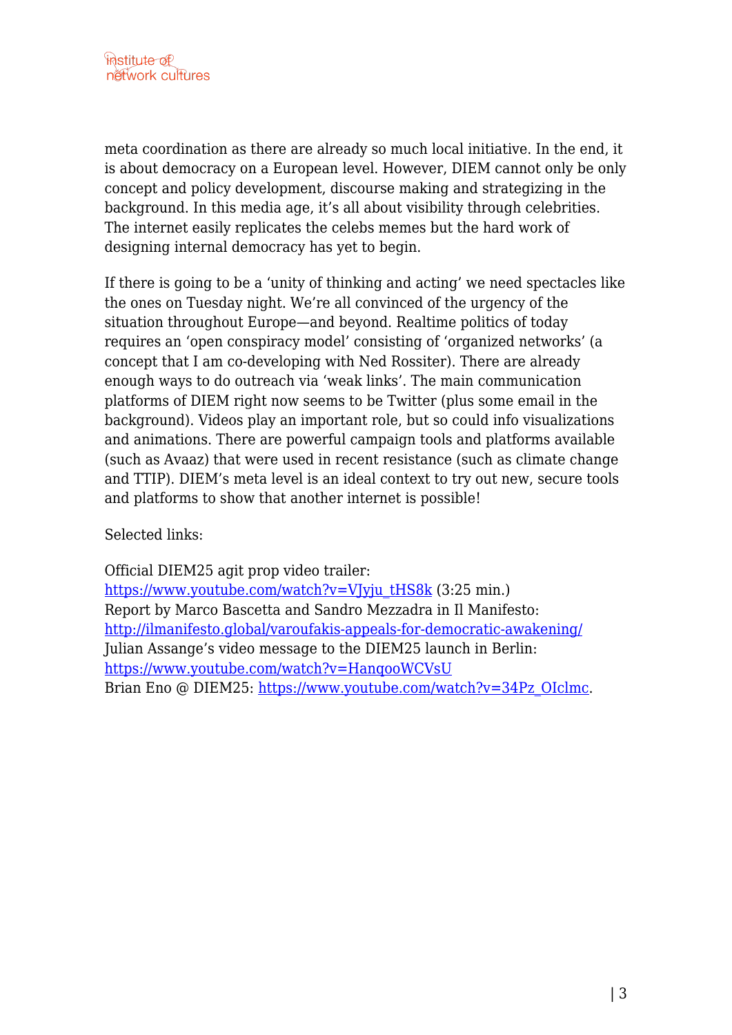meta coordination as there are already so much local initiative. In the end, it is about democracy on a European level. However, DIEM cannot only be only concept and policy development, discourse making and strategizing in the background. In this media age, it's all about visibility through celebrities. The internet easily replicates the celebs memes but the hard work of designing internal democracy has yet to begin.

If there is going to be a 'unity of thinking and acting' we need spectacles like the ones on Tuesday night. We're all convinced of the urgency of the situation throughout Europe—and beyond. Realtime politics of today requires an 'open conspiracy model' consisting of 'organized networks' (a concept that I am co-developing with Ned Rossiter). There are already enough ways to do outreach via 'weak links'. The main communication platforms of DIEM right now seems to be Twitter (plus some email in the background). Videos play an important role, but so could info visualizations and animations. There are powerful campaign tools and platforms available (such as Avaaz) that were used in recent resistance (such as climate change and TTIP). DIEM's meta level is an ideal context to try out new, secure tools and platforms to show that another internet is possible!

Selected links:

Official DIEM25 agit prop video trailer:
https://www.youtube.com/watch?v=VJyju_tHS8k (3:25 min.)
Report by Marco Bascetta and Sandro Mezzadra in Il Manifesto:
http://ilmanifesto.global/varoufakis-appeals-for-democratic-awakening/
Julian Assange's video message to the DIEM25 launch in Berlin:
https://www.youtube.com/watch?v=HanqooWCVsU
Brian Eno @ DIEM25: https://www.youtube.com/watch?v=34Pz_OIclmc.